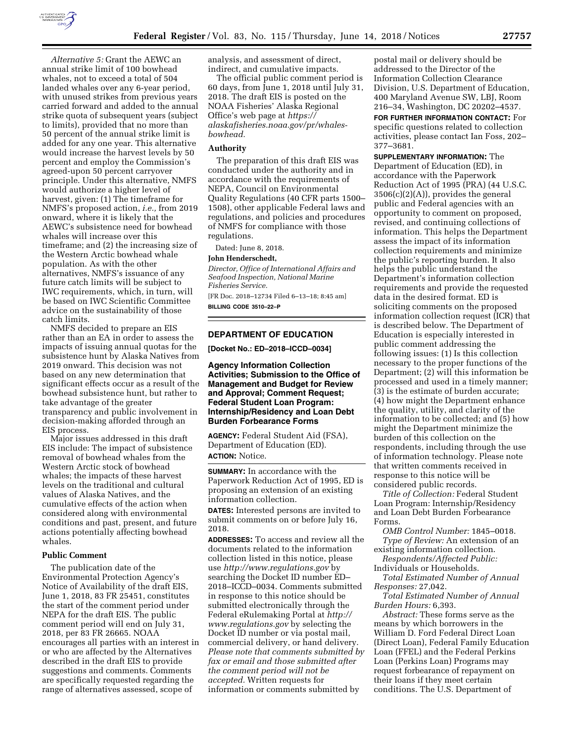*Alternative 5:* Grant the AEWC an annual strike limit of 100 bowhead whales, not to exceed a total of 504 landed whales over any 6-year period, with unused strikes from previous years carried forward and added to the annual strike quota of subsequent years (subject to limits), provided that no more than 50 percent of the annual strike limit is added for any one year. This alternative would increase the harvest levels by 50 percent and employ the Commission's agreed-upon 50 percent carryover principle. Under this alternative, NMFS would authorize a higher level of harvest, given: (1) The timeframe for NMFS's proposed action, *i.e.,* from 2019 onward, where it is likely that the AEWC's subsistence need for bowhead whales will increase over this timeframe; and (2) the increasing size of the Western Arctic bowhead whale population. As with the other alternatives, NMFS's issuance of any future catch limits will be subject to IWC requirements, which, in turn, will be based on IWC Scientific Committee advice on the sustainability of those catch limits.

NMFS decided to prepare an EIS rather than an EA in order to assess the impacts of issuing annual quotas for the subsistence hunt by Alaska Natives from 2019 onward. This decision was not based on any new determination that significant effects occur as a result of the bowhead subsistence hunt, but rather to take advantage of the greater transparency and public involvement in decision-making afforded through an EIS process.

Major issues addressed in this draft EIS include: The impact of subsistence removal of bowhead whales from the Western Arctic stock of bowhead whales; the impacts of these harvest levels on the traditional and cultural values of Alaska Natives, and the cumulative effects of the action when considered along with environmental conditions and past, present, and future actions potentially affecting bowhead whales.

## Public Comment

The publication date of the Environmental Protection Agency's Notice of Availability of the draft EIS, June 1, 2018, 83 FR 25451, constitutes the start of the comment period under NEPA for the draft EIS. The public comment period will end on July 31, 2018, per 83 FR 26665. NOAA encourages all parties with an interest in or who are affected by the Alternatives described in the draft EIS to provide suggestions and comments. Comments are specifically requested regarding the range of alternatives assessed, scope of analysis, and assessment of direct, indirect, and cumulative impacts.

The official public comment period is 60 days, from June 1, 2018 until July 31, 2018. The draft EIS is posted on the NOAA Fisheries' Alaska Regional Office's web page at *https://alaskafisheries.noaa.gov/pr/whales-bowhead.*

## Authority

The preparation of this draft EIS was conducted under the authority and in accordance with the requirements of NEPA, Council on Environmental Quality Regulations (40 CFR parts 1500–1508), other applicable Federal laws and regulations, and policies and procedures of NMFS for compliance with those regulations.

Dated: June 8, 2018.

**John Henderschedt,**

*Director, Office of International Affairs and Seafood Inspection, National Marine Fisheries Service.*

[FR Doc. 2018–12734 Filed 6–13–18; 8:45 am]

**BILLING CODE 3510–22–P**

---

# DEPARTMENT OF EDUCATION

**[Docket No.: ED–2018–ICCD–0034]**

## Agency Information Collection Activities; Submission to the Office of Management and Budget for Review and Approval; Comment Request; Federal Student Loan Program: Internship/Residency and Loan Debt Burden Forbearance Forms

**AGENCY:** Federal Student Aid (FSA), Department of Education (ED).

**ACTION:** Notice.

**SUMMARY:** In accordance with the Paperwork Reduction Act of 1995, ED is proposing an extension of an existing information collection.

**DATES:** Interested persons are invited to submit comments on or before July 16, 2018.

**ADDRESSES:** To access and review all the documents related to the information collection listed in this notice, please use *http://www.regulations.gov* by searching the Docket ID number ED–2018–ICCD–0034. Comments submitted in response to this notice should be submitted electronically through the Federal eRulemaking Portal at *http://www.regulations.gov* by selecting the Docket ID number or via postal mail, commercial delivery, or hand delivery. *Please note that comments submitted by fax or email and those submitted after the comment period will not be accepted.* Written requests for information or comments submitted by postal mail or delivery should be addressed to the Director of the Information Collection Clearance Division, U.S. Department of Education, 400 Maryland Avenue SW, LBJ, Room 216–34, Washington, DC 20202–4537.

**FOR FURTHER INFORMATION CONTACT:** For specific questions related to collection activities, please contact Ian Foss, 202–377–3681.

**SUPPLEMENTARY INFORMATION:** The Department of Education (ED), in accordance with the Paperwork Reduction Act of 1995 (PRA) (44 U.S.C. 3506(c)(2)(A)), provides the general public and Federal agencies with an opportunity to comment on proposed, revised, and continuing collections of information. This helps the Department assess the impact of its information collection requirements and minimize the public's reporting burden. It also helps the public understand the Department's information collection requirements and provide the requested data in the desired format. ED is soliciting comments on the proposed information collection request (ICR) that is described below. The Department of Education is especially interested in public comment addressing the following issues: (1) Is this collection necessary to the proper functions of the Department; (2) will this information be processed and used in a timely manner; (3) is the estimate of burden accurate; (4) how might the Department enhance the quality, utility, and clarity of the information to be collected; and (5) how might the Department minimize the burden of this collection on the respondents, including through the use of information technology. Please note that written comments received in response to this notice will be considered public records.

*Title of Collection:* Federal Student Loan Program: Internship/Residency and Loan Debt Burden Forbearance Forms.

*OMB Control Number:* 1845–0018.

*Type of Review:* An extension of an existing information collection.

*Respondents/Affected Public:* Individuals or Households.

*Total Estimated Number of Annual Responses:* 27,042.

*Total Estimated Number of Annual Burden Hours:* 6,393.

*Abstract:* These forms serve as the means by which borrowers in the William D. Ford Federal Direct Loan (Direct Loan), Federal Family Education Loan (FFEL) and the Federal Perkins Loan (Perkins Loan) Programs may request forbearance of repayment on their loans if they meet certain conditions. The U.S. Department of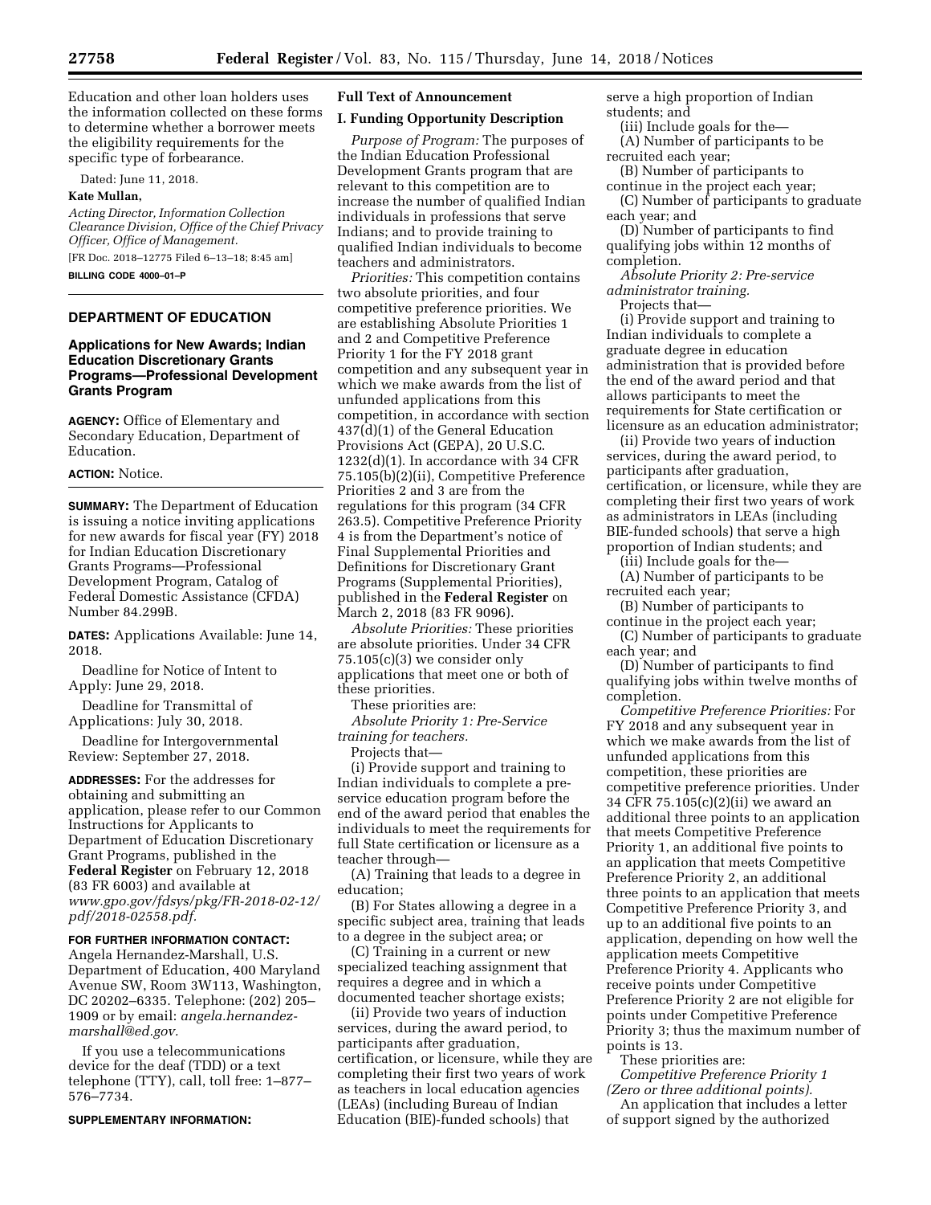Education and other loan holders uses the information collected on these forms to determine whether a borrower meets the eligibility requirements for the specific type of forbearance.

Dated: June 11, 2018.

**Kate Mullan,**

*Acting Director, Information Collection Clearance Division, Office of the Chief Privacy Officer, Office of Management.*

[FR Doc. 2018–12775 Filed 6–13–18; 8:45 am]

**BILLING CODE 4000–01–P**

## DEPARTMENT OF EDUCATION

### Applications for New Awards; Indian Education Discretionary Grants Programs—Professional Development Grants Program

**AGENCY:** Office of Elementary and Secondary Education, Department of Education.

**ACTION:** Notice.

**SUMMARY:** The Department of Education is issuing a notice inviting applications for new awards for fiscal year (FY) 2018 for Indian Education Discretionary Grants Programs—Professional Development Program, Catalog of Federal Domestic Assistance (CFDA) Number 84.299B.

**DATES:** Applications Available: June 14, 2018.

Deadline for Notice of Intent to Apply: June 29, 2018.

Deadline for Transmittal of Applications: July 30, 2018.

Deadline for Intergovernmental Review: September 27, 2018.

**ADDRESSES:** For the addresses for obtaining and submitting an application, please refer to our Common Instructions for Applicants to Department of Education Discretionary Grant Programs, published in the **Federal Register** on February 12, 2018 (83 FR 6003) and available at *www.gpo.gov/fdsys/pkg/FR-2018-02-12/pdf/2018-02558.pdf.*

**FOR FURTHER INFORMATION CONTACT:** Angela Hernandez-Marshall, U.S. Department of Education, 400 Maryland Avenue SW, Room 3W113, Washington, DC 20202–6335. Telephone: (202) 205–1909 or by email: *angela.hernandez-marshall@ed.gov.*

If you use a telecommunications device for the deaf (TDD) or a text telephone (TTY), call, toll free: 1–877–576–7734.

**SUPPLEMENTARY INFORMATION:**

**Full Text of Announcement**

**I. Funding Opportunity Description**

*Purpose of Program:* The purposes of the Indian Education Professional Development Grants program that are relevant to this competition are to increase the number of qualified Indian individuals in professions that serve Indians; and to provide training to qualified Indian individuals to become teachers and administrators.

*Priorities:* This competition contains two absolute priorities, and four competitive preference priorities. We are establishing Absolute Priorities 1 and 2 and Competitive Preference Priority 1 for the FY 2018 grant competition and any subsequent year in which we make awards from the list of unfunded applications from this competition, in accordance with section 437(d)(1) of the General Education Provisions Act (GEPA), 20 U.S.C. 1232(d)(1). In accordance with 34 CFR 75.105(b)(2)(ii), Competitive Preference Priorities 2 and 3 are from the regulations for this program (34 CFR 263.5). Competitive Preference Priority 4 is from the Department's notice of Final Supplemental Priorities and Definitions for Discretionary Grant Programs (Supplemental Priorities), published in the **Federal Register** on March 2, 2018 (83 FR 9096).

*Absolute Priorities:* These priorities are absolute priorities. Under 34 CFR 75.105(c)(3) we consider only applications that meet one or both of these priorities.

These priorities are:

*Absolute Priority 1: Pre-Service training for teachers.*

Projects that—

(i) Provide support and training to Indian individuals to complete a pre-service education program before the end of the award period that enables the individuals to meet the requirements for full State certification or licensure as a teacher through—

(A) Training that leads to a degree in education;

(B) For States allowing a degree in a specific subject area, training that leads to a degree in the subject area; or

(C) Training in a current or new specialized teaching assignment that requires a degree and in which a documented teacher shortage exists;

(ii) Provide two years of induction services, during the award period, to participants after graduation, certification, or licensure, while they are completing their first two years of work as teachers in local education agencies (LEAs) (including Bureau of Indian Education (BIE)-funded schools) that serve a high proportion of Indian students; and

(iii) Include goals for the—

(A) Number of participants to be recruited each year;

(B) Number of participants to continue in the project each year;

(C) Number of participants to graduate each year; and

(D) Number of participants to find qualifying jobs within 12 months of completion.

*Absolute Priority 2: Pre-service administrator training.*

Projects that—

(i) Provide support and training to Indian individuals to complete a graduate degree in education administration that is provided before the end of the award period and that allows participants to meet the requirements for State certification or licensure as an education administrator;

(ii) Provide two years of induction services, during the award period, to participants after graduation, certification, or licensure, while they are completing their first two years of work as administrators in LEAs (including BIE-funded schools) that serve a high proportion of Indian students; and

(iii) Include goals for the—

(A) Number of participants to be recruited each year;

(B) Number of participants to continue in the project each year;

(C) Number of participants to graduate each year; and

(D) Number of participants to find qualifying jobs within twelve months of completion.

*Competitive Preference Priorities:* For FY 2018 and any subsequent year in which we make awards from the list of unfunded applications from this competition, these priorities are competitive preference priorities. Under 34 CFR 75.105(c)(2)(ii) we award an additional three points to an application that meets Competitive Preference Priority 1, an additional five points to an application that meets Competitive Preference Priority 2, an additional three points to an application that meets Competitive Preference Priority 3, and up to an additional five points to an application, depending on how well the application meets Competitive Preference Priority 4. Applicants who receive points under Competitive Preference Priority 2 are not eligible for points under Competitive Preference Priority 3; thus the maximum number of points is 13.

These priorities are:

*Competitive Preference Priority 1 (Zero or three additional points).*

An application that includes a letter of support signed by the authorized